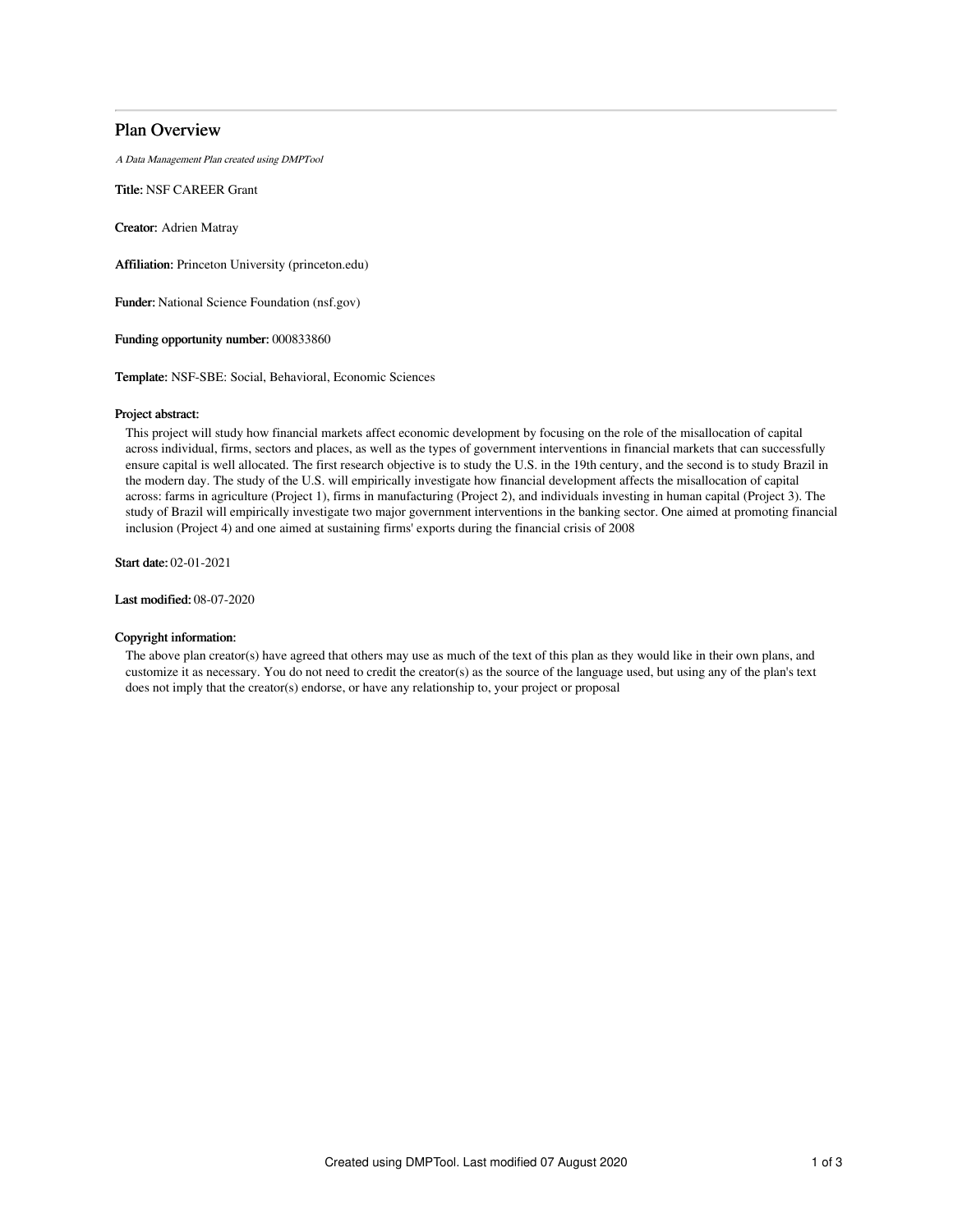# Plan Overview

*A Data Management Plan created using DMPTool*

**Title:** NSF CAREER Grant

**Creator:** Adrien Matray

**Affiliation:** Princeton University (princeton.edu)

**Funder:** National Science Foundation (nsf.gov)

**Funding opportunity number:** 000833860

**Template:** NSF-SBE: Social, Behavioral, Economic Sciences

**Project abstract:**

This project will study how financial markets affect economic development by focusing on the role of the misallocation of capital across individual, firms, sectors and places, as well as the types of government interventions in financial markets that can successfully ensure capital is well allocated. The first research objective is to study the U.S. in the 19th century, and the second is to study Brazil in the modern day. The study of the U.S. will empirically investigate how financial development affects the misallocation of capital across: farms in agriculture (Project 1), firms in manufacturing (Project 2), and individuals investing in human capital (Project 3). The study of Brazil will empirically investigate two major government interventions in the banking sector. One aimed at promoting financial inclusion (Project 4) and one aimed at sustaining firms' exports during the financial crisis of 2008

**Start date:** 02-01-2021

**Last modified:** 08-07-2020

**Copyright information:**

The above plan creator(s) have agreed that others may use as much of the text of this plan as they would like in their own plans, and customize it as necessary. You do not need to credit the creator(s) as the source of the language used, but using any of the plan's text does not imply that the creator(s) endorse, or have any relationship to, your project or proposal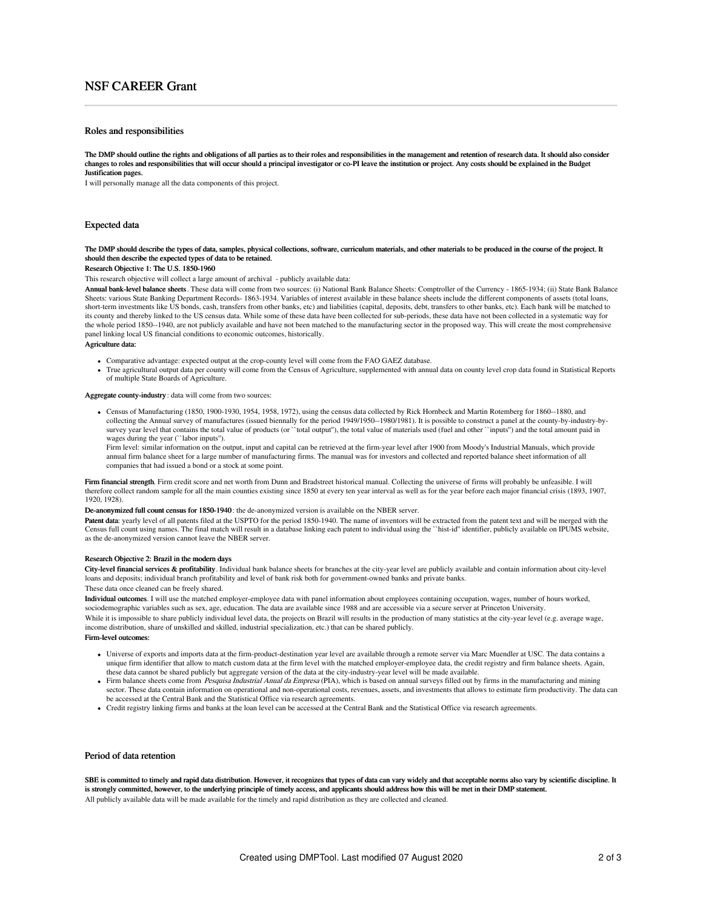# NSF CAREER Grant

## Roles and responsibilities

**The DMP should outline the rights and obligations of all parties as to their roles and responsibilities in the management and retention of research data. It should also consider changes to roles and responsibilities that will occur should a principal investigator or co-PI leave the institution or project. Any costs should be explained in the Budget Justification pages.**

I will personally manage all the data components of this project.

## Expected data

**The DMP should describe the types of data, samples, physical collections, software, curriculum materials, and other materials to be produced in the course of the project. It should then describe the expected types of data to be retained.**

**Research Objective 1: The U.S. 1850-1960**

This research objective will collect a large amount of archival - publicly available data:

**Annual bank-level balance sheets**. These data will come from two sources: (i) National Bank Balance Sheets: Comptroller of the Currency - 1865-1934; (ii) State Bank Balance Sheets: various State Banking Department Records- 1863-1934. Variables of interest available in these balance sheets include the different components of assets (total loans, short-term investments like US bonds, cash, transfers from other banks, etc) and liabilities (capital, deposits, debt, transfers to other banks, etc). Each bank will be matched to its county and thereby linked to the US census data. While some of these data have been collected for sub-periods, these data have not been collected in a systematic way for the whole period 1850--1940, are not publicly available and have not been matched to the manufacturing sector in the proposed way. This will create the most comprehensive panel linking local US financial conditions to economic outcomes, historically.

**Agriculture data:**

- Comparative advantage: expected output at the crop-county level will come from the FAO GAEZ database.
- True agricultural output data per county will come from the Census of Agriculture, supplemented with annual data on county level crop data found in Statistical Reports of multiple State Boards of Agriculture.

**Aggregate county-industry**: data will come from two sources:

- Census of Manufacturing (1850, 1900-1930, 1954, 1958, 1972), using the census data collected by Rick Hornbeck and Martin Rotemberg for 1860--1880, and collecting the Annual survey of manufactures (issued biennally for the period 1949/1950--1980/1981). It is possible to construct a panel at the county-by-industry-by-survey year level that contains the total value of products (or ``total output''), the total value of materials used (fuel and other ``inputs'') and the total amount paid in wages during the year (``labor inputs'').
  Firm level: similar information on the output, input and capital can be retrieved at the firm-year level after 1900 from Moody's Industrial Manuals, which provide annual firm balance sheet for a large number of manufacturing firms. The manual was for investors and collected and reported balance sheet information of all companies that had issued a bond or a stock at some point.

**Firm financial strength**. Firm credit score and net worth from Dunn and Bradstreet historical manual. Collecting the universe of firms will probably be unfeasible. I will therefore collect random sample for all the main counties existing since 1850 at every ten year interval as well as for the year before each major financial crisis (1893, 1907, 1920, 1928).

**De-anonymized full count census for 1850-1940**: the de-anonymized version is available on the NBER server.

**Patent data**: yearly level of all patents filed at the USPTO for the period 1850-1940. The name of inventors will be extracted from the patent text and will be merged with the Census full count using names. The final match will result in a database linking each patent to individual using the ``hist-id'' identifier, publicly available on IPUMS website, as the de-anonymized version cannot leave the NBER server.

**Research Objective 2: Brazil in the modern days**

**City-level financial services & profitability**. Individual bank balance sheets for branches at the city-year level are publicly available and contain information about city-level loans and deposits; individual branch profitability and level of bank risk both for government-owned banks and private banks.

These data once cleaned can be freely shared.

**Individual outcomes**. I will use the matched employer-employee data with panel information about employees containing occupation, wages, number of hours worked, sociodemographic variables such as sex, age, education. The data are available since 1988 and are accessible via a secure server at Princeton University.

While it is impossible to share publicly individual level data, the projects on Brazil will results in the production of many statistics at the city-year level (e.g. average wage, income distribution, share of unskilled and skilled, industrial specialization, etc.) that can be shared publicly.

**Firm-level outcomes:**

- Universe of exports and imports data at the firm-product-destination year level are available through a remote server via Marc Muendler at USC. The data contains a unique firm identifier that allow to match custom data at the firm level with the matched employer-employee data, the credit registry and firm balance sheets. Again, these data cannot be shared publicly but aggregate version of the data at the city-industry-year level will be made available.
- Firm balance sheets come from *Pesquisa Industrial Anual da Empresa* (PIA), which is based on annual surveys filled out by firms in the manufacturing and mining sector. These data contain information on operational and non-operational costs, revenues, assets, and investments that allows to estimate firm productivity. The data can be accessed at the Central Bank and the Statistical Office via research agreements.
- Credit registry linking firms and banks at the loan level can be accessed at the Central Bank and the Statistical Office via research agreements.

## Period of data retention

**SBE is committed to timely and rapid data distribution. However, it recognizes that types of data can vary widely and that acceptable norms also vary by scientific discipline. It is strongly committed, however, to the underlying principle of timely access, and applicants should address how this will be met in their DMP statement.**

All publicly available data will be made available for the timely and rapid distribution as they are collected and cleaned.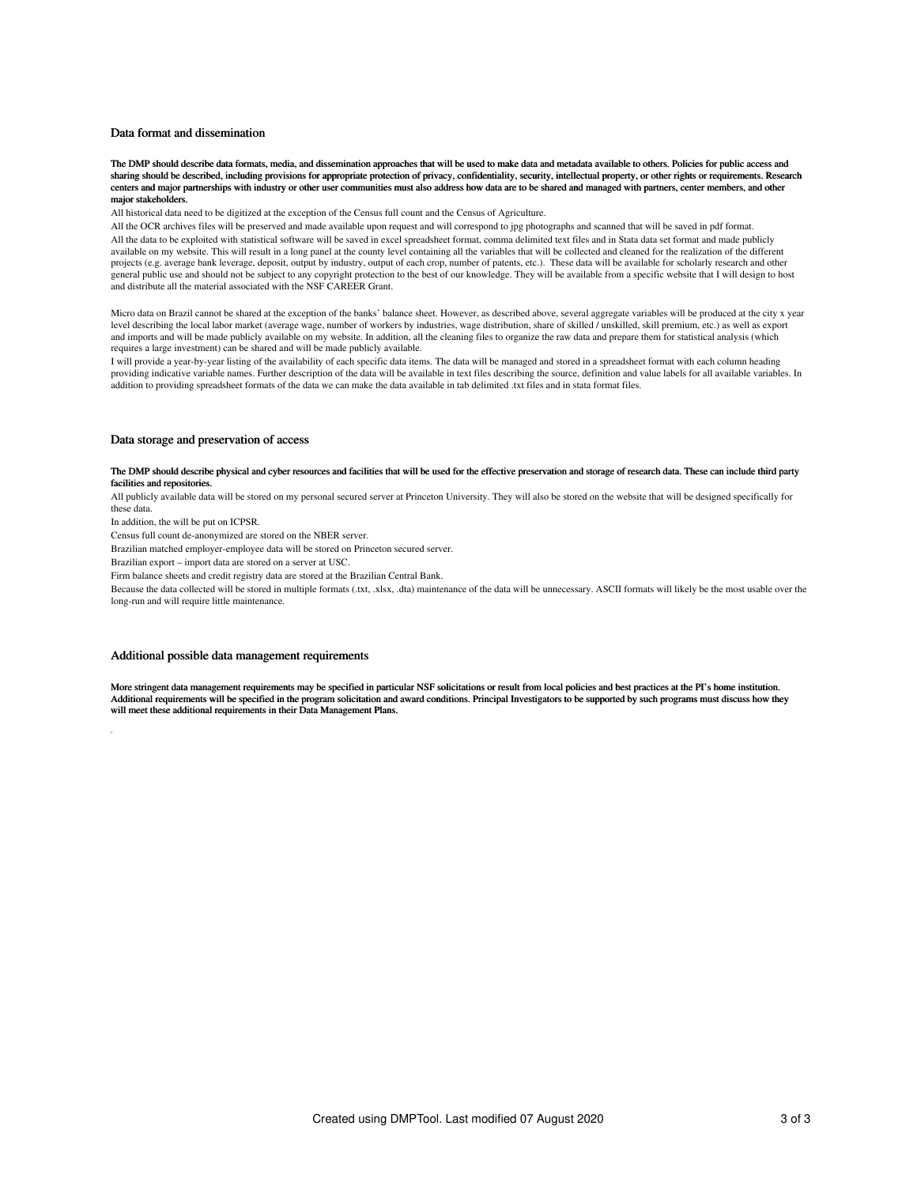## Data format and dissemination

**The DMP should describe data formats, media, and dissemination approaches that will be used to make data and metadata available to others. Policies for public access and sharing should be described, including provisions for appropriate protection of privacy, confidentiality, security, intellectual property, or other rights or requirements. Research centers and major partnerships with industry or other user communities must also address how data are to be shared and managed with partners, center members, and other major stakeholders.**

All historical data need to be digitized at the exception of the Census full count and the Census of Agriculture.

All the OCR archives files will be preserved and made available upon request and will correspond to jpg photographs and scanned that will be saved in pdf format.

All the data to be exploited with statistical software will be saved in excel spreadsheet format, comma delimited text files and in Stata data set format and made publicly available on my website. This will result in a long panel at the county level containing all the variables that will be collected and cleaned for the realization of the different projects (e.g. average bank leverage, deposit, output by industry, output of each crop, number of patents, etc.). These data will be available for scholarly research and other general public use and should not be subject to any copyright protection to the best of our knowledge. They will be available from a specific website that I will design to host and distribute all the material associated with the NSF CAREER Grant.

Micro data on Brazil cannot be shared at the exception of the banks' balance sheet. However, as described above, several aggregate variables will be produced at the city x year level describing the local labor market (average wage, number of workers by industries, wage distribution, share of skilled / unskilled, skill premium, etc.) as well as export and imports and will be made publicly available on my website. In addition, all the cleaning files to organize the raw data and prepare them for statistical analysis (which requires a large investment) can be shared and will be made publicly available.

I will provide a year-by-year listing of the availability of each specific data items. The data will be managed and stored in a spreadsheet format with each column heading providing indicative variable names. Further description of the data will be available in text files describing the source, definition and value labels for all available variables. In addition to providing spreadsheet formats of the data we can make the data available in tab delimited .txt files and in stata format files.

## Data storage and preservation of access

**The DMP should describe physical and cyber resources and facilities that will be used for the effective preservation and storage of research data. These can include third party facilities and repositories.**

All publicly available data will be stored on my personal secured server at Princeton University. They will also be stored on the website that will be designed specifically for these data.

In addition, the will be put on ICPSR.

Census full count de-anonymized are stored on the NBER server.

Brazilian matched employer-employee data will be stored on Princeton secured server.

Brazilian export – import data are stored on a server at USC.

Firm balance sheets and credit registry data are stored at the Brazilian Central Bank.

Because the data collected will be stored in multiple formats (.txt, .xlsx, .dta) maintenance of the data will be unnecessary. ASCII formats will likely be the most usable over the long-run and will require little maintenance.

## Additional possible data management requirements

**More stringent data management requirements may be specified in particular NSF solicitations or result from local policies and best practices at the PI's home institution. Additional requirements will be specified in the program solicitation and award conditions. Principal Investigators to be supported by such programs must discuss how they will meet these additional requirements in their Data Management Plans.**

Created using DMPTool. Last modified 07 August 2020